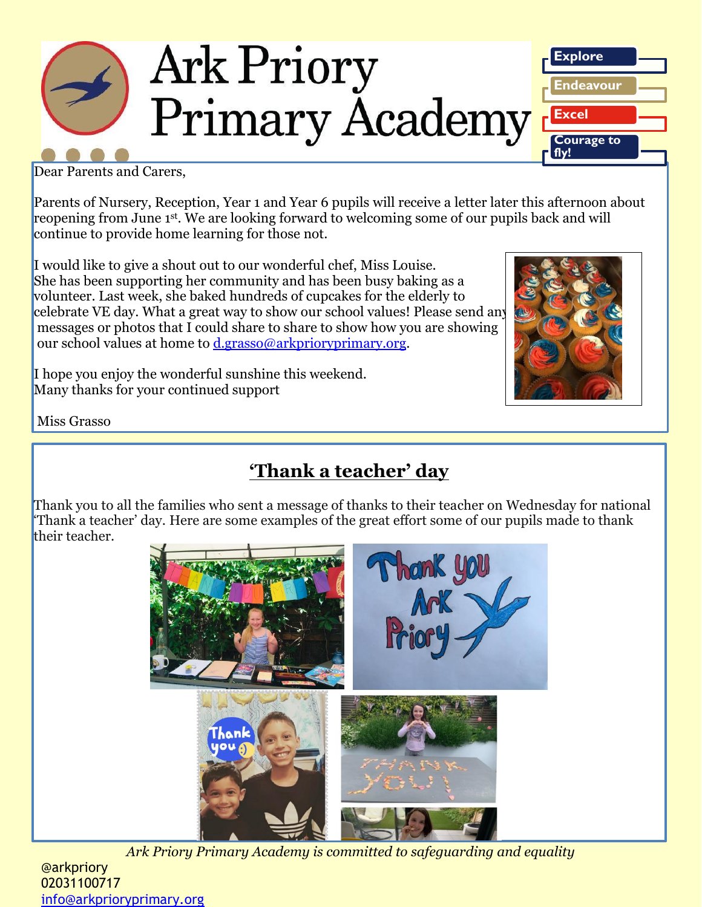# Ark Priory Primary Academy

Explore
Endeavour
Excel
Courage to fly!

Dear Parents and Carers,

Parents of Nursery, Reception, Year 1 and Year 6 pupils will receive a letter later this afternoon about reopening from June 1st. We are looking forward to welcoming some of our pupils back and will continue to provide home learning for those not.

I would like to give a shout out to our wonderful chef, Miss Louise. She has been supporting her community and has been busy baking as a volunteer. Last week, she baked hundreds of cupcakes for the elderly to celebrate VE day. What a great way to show our school values! Please send any messages or photos that I could share to share to show how you are showing our school values at home to [d.grasso@arkprioryprimary.org](mailto:d.grasso@arkprioryprimary.org).

I hope you enjoy the wonderful sunshine this weekend.
Many thanks for your continued support

Miss Grasso

## **'Thank a teacher' day**

Thank you to all the families who sent a message of thanks to their teacher on Wednesday for national 'Thank a teacher' day. Here are some examples of the great effort some of our pupils made to thank their teacher.

*Ark Priory Primary Academy is committed to safeguarding and equality*

@arkpriory
02031100717
[info@arkprioryprimary.org](mailto:info@arkprioryprimary.org)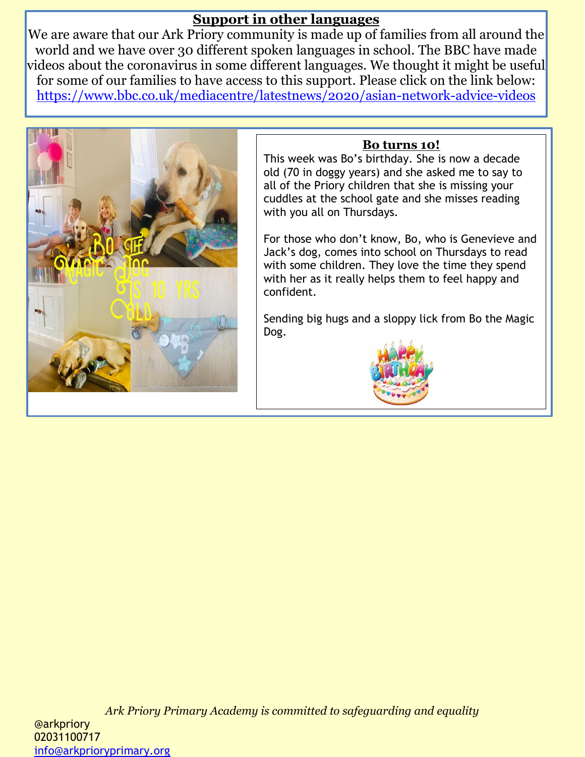## Support in other languages

We are aware that our Ark Priory community is made up of families from all around the world and we have over 30 different spoken languages in school. The BBC have made videos about the coronavirus in some different languages. We thought it might be useful for some of our families to have access to this support. Please click on the link below:
https://www.bbc.co.uk/mediacentre/latestnews/2020/asian-network-advice-videos

## Bo turns 10!

This week was Bo's birthday. She is now a decade old (70 in doggy years) and she asked me to say to all of the Priory children that she is missing your cuddles at the school gate and she misses reading with you all on Thursdays.

For those who don't know, Bo, who is Genevieve and Jack's dog, comes into school on Thursdays to read with some children. They love the time they spend with her as it really helps them to feel happy and confident.

Sending big hugs and a sloppy lick from Bo the Magic Dog.

*Ark Priory Primary Academy is committed to safeguarding and equality*

@arkpriory
02031100717
info@arkprioryprimary.org